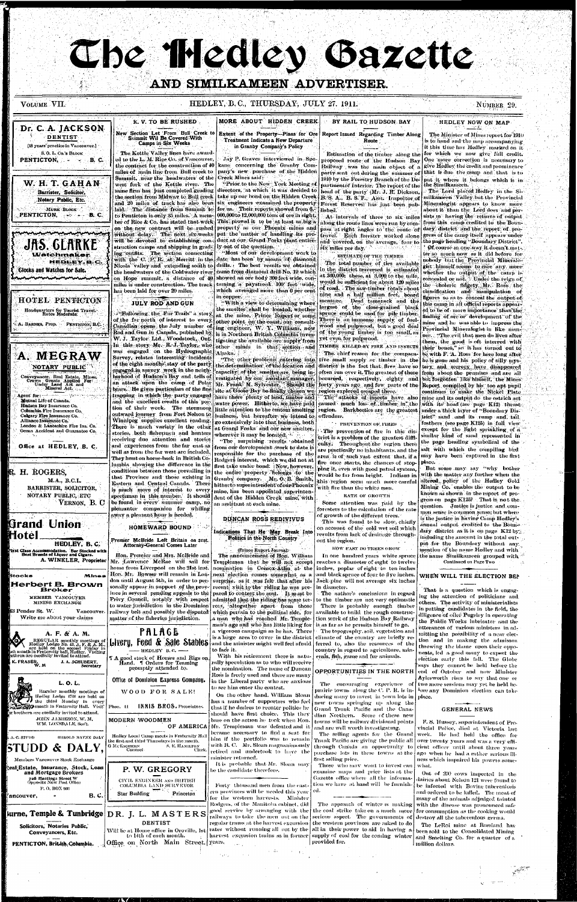# The Hedley Gazette

## AND SIMILKAMEEN ADVERTISER.

VOLUME VII. HEDLEY, B.C., THURSDAY, JULY 27. 1911. NUMBER 29.

**Dr. C. A. JACKSON**
DENTIST
[18 years' practice in Vancouver.]
S. O. L. Co.'s BLOCK
PENTICTON, - - - B. C.

**W. H. T. GAHAN**
Barrister, Solicitor, Notary Public, Etc.
MURK BLOCK
PENTICTON, - - B. C.

**JAS. CLARKE**
Watchmaker
HEDLEY, B.C.
Clocks and Watches for Sale.

**HOTEL PENTICTON**
Headquarters for Tourist Travel. Rates Moderate
A. BARNES, Prop. PENTICTON, B.C.

**A. MEGRAW**
NOTARY PUBLIC
Conveyancer, Real Estate, Mines, Crown Grants Applied For Under Land Act and Mineral Act.

Agent for:
Mutual Life of Canada.
Hudson Bay Insurance Co.
Columbia Fire Insurance Co.
Calgary Fire Insurance Co.
Alliance Insurance Co.
London & Lancashire Fire Ins. Co.
Ocean Accident and Guarantee Co.

Office at HEDLEY, B. C.

**R. H. ROGERS,**
M.A., B.C.L.
BARRISTER, SOLICITOR, NOTARY PUBLIC, ETC
VERNON, B. C

**Grand Union Hotel**
HEDLEY, B. C.
First Class Accommodation. Bar Stocked with Best Brands of Liquor and Cigars.
A. WINKLER, Proprietor

Stocks Mines
**Herbert B. Brown**
Broker
MEMBER VANCOUVER MINING EXCHANGE
13 Pender St. W. Vancouver.
Write me about your claims

**A. F. & A. M.**
REGULAR monthly meetings of Hedley Lodge No. 43, A. F. & A. M., are held on the second Friday in each month in Fraternity hall, Hedley. Visiting brethren are cordially invited to attend.
K. FRASER, W. M. J. A. SCHUBERT, Secretary

**L. O. L.**
Regular monthly meetings of Hedley Lodge 1744 are held on the third Monday in every month in Fraternity Hall. Visiting brethren are cordially invited to attend.
JOHN JAMIESON, W.M.
WM. LONSDALE, Sec't.

A. C. STUDD HAROLD MAYNE DALY
**STUDD & DALY,**
Members Vancouver Stock Exchange
Real Estate, Insurance, Stock, Loan and Mortgage Brokers
728 Hastings Street W
Opposite New Post Office
P. O. BOX 981
Vancouver, - - - B. C.

**Burne, Temple & Tunbridge**
Solicitors, Notaries Public, Conveyancers, Etc.
PENTICTON, British Columbia.

## K. V. TO BE RUSHED

### New Section Let From Bull Creek to Summit Wil Be Covered With Camps in Six Weeks

The Kettle Valley lines have awarded to the L. M. Rice Co. of Vancouver, the contract for the construction of 40 miles of main line from Bull creek to Summit, near the headwaters of the west fork of the Kettle river. The same firm has just completed grading the section from Midway to Bull creek and 20 miles of track has also been laid. The distance from Summit to to Penticton is only 35 miles. A member of Rice & Co. has stated that work on the new contract will be rushed without delay. The next six weeks will be devoted to establishing construction camps and shipping in grading outfits. The section connecting with the C. P. R. at Merritt in the Nicola valley and extending south to the headwaters of the Coldwater river on Hope summit, a distance of 40 miles is under construction. The track has been laid for over 20 miles.

## JULY ROD AND GUN

"Following the Fur Trails" a story of the far north of interest to every Canadian opens the July number of Rod and Gun in Canada, published by W. J. Taylor Ltd., Woodstock, Ont. In this story Mr. R. J. Taylor, who was engaged on the Hydrographic Survey, relates interesting incidents of the eight months' stay of the party engaged in survey work in the neighborhood of Hudson's Bay and tells of an attack upon the camp of Polar bears. He gives particulars of the fur trapping in which the party engaged and the excellent results of this portion of their work. The strenuous outward journey from Fort Nelson to Winnipeg supplies excellent reading. There is much variety in the other stories, both fishermen and hunters receiving due attention and stories and experiences from the far east as well as from the far west are included. They hunt on horse-back in British Columbia showing the difference in the conditions between those prevailing in that Province and those existing in Eastern and Central Canada. There is much more of interest to every sportsman in this number. It should be found in every summer camp, no pleasanter companion for whiling away a pleasant hour is needed.

## HOMEWARD BOUND

### Premier McBride Left Britain on 21st. Attorney-General Comes Later

Hon. Premier and Mrs. McBride and Mr. Lawrence McRae will sail for home from Liverpool on the 21st inst. Hon. Mr. Bowser will remain in London until August 5th, in order to personally appear in support of the province in several pending appeals to the Privy Council, notably with respect to water jurisdiction in the Dominion railway belt and possibly the disputed matter of the fisheries jurisdiction.

**PALACE**
**Livery, Feed & Sale Stables**
HEDLEY B. C.
¶ A good stock of Horses and Rigs on Hand. ¶ Orders for Teaming promptly attended to.

Office of Dominion Express Company.

WOOD FOR SALE!

Phone 14. INNIS BROS. Proprietors.

**MODERN WOODMEN OF AMERICA**
Hedley Local Camp meets in Fraternity Hall the first and third Thursdays in the month.
G. McEACHERN Consul S. E. HAMILTON Clerk.

**P. W. GREGORY**
CIVIL ENGINEER AND BRITISH COLUMBIA LAND SURVEYOR
Star Building Princeton

**DR. J. L. MASTERS**
DENTIST
Will be at Home office in Oroville, 1st to 14th of each month.
Office on North Main Street.

## MORE ABOUT HIDDEN CREEK

### Extent of the Property—Plans for Ore Treatment Indicate a New Departure in Granby Company's Policy

Jay P. Graves interviewed in Spokane concerning the Granby Company's new purchase of the Hidden Creek Mines said:

"Prior to the New York Meeting of directors, at which it was decided to take up our bond on the Hidden Creek six engineers examined the property for us. Their reports showed from 9,000,000 to 12,000,000 tons of ore in sight. This proved it to be at least as big a property as our Phoenix mines and put the matter of handling its product at our Grand Forks plant entirely out of the question.

"Most of our development work to date has been by means of diamond drills. The best results we obtained came from diamond drill No. 19 which showed an ore body 390 feet wide, containing a 'paystreak' 100 feet wide which averaged more than 6 per cent in copper.

"With a view to determining where the smelter shall be located, whether at the mine, Prince Rupert or some other point on the coast, our consulting engineer, W. Y. Williams, now is in Northern British Columbia investigating the available ore supply from other mines in that section and Alaska.

"The other problems entering into the determination of the location and capacity of the smelter are being investigated by our assistant manager, Mr. Frank M. Sylvester. Should the site at Goose Bay be finally chosen we have there plenty of land, timber and water power. Hitherto we have paid little attention to the custom smelting business, but hereafter we intend to go extensively into that business, both at Grand Forks and our new smelter, wherever it may be located.

"The surprising results obtained from our development work to date is responsible for the purchase of the Rodgers interest, which we did not at first take under bond. Now, however, the entire property belongs to the Granby company. Mr. O. B. Smith, hitherto superintendent of our Phoenix mine, has been appointed superintendent of the Hidden Creek mine, with an assistant at each mine.

## DUNCAN ROSS REDIVIVUS

### Indications That He May Break Into Politics in the North Country

(Prince Rupert Journal)

The announcement of Hon. William Templeman that he will not accept nomination in Comox-Atlin at the next election comes somewhat as a surprise, as it was felt that after his recent visit to the riding he was prepared to contest the seat. It must be admitted that the riding has some terrors, altogether apart from those which pertain to the political side, for a man who had reached Mr. Templeman's age and who has little liking for a vigorous campaign as he has. There is a large area to cover in the district and the minister might well feel afraid to face it.

With his retirement there is naturally speculation as to who will receive the nomination. The name of Duncan Ross is freely used and there are many in the Liberal party who are anxious to see him enter the contest.

On the other hand, William Sloan has a number of supporters who feel that if he desires to reenter politics he should have first choice. This they base on the action he took when Hon. Mr. Templeman was defeated and it became necessary to find a seat for him if the portfolio was to remain with B. C. Mr. Sloan magnanimously retired and undertook to have the minister returned.

It is probable that Mr. Sloan may be the candidate therefore.

Forty thousand men from the eastern provinces will be needed this year for the western harvests. Minister Rodgers, of the Manitoba cabinet, did good service by arranging with the railways to take the men out on the regular trains at the harvest excursion rates without running all out by the harvest excursion trains as in former years.

## BY RAIL TO HUDSON BAY

### Report Issued Regarding Timber Along Route

Estimation of the timber along the proposed route of the Hudson Bay Railway was the main object of a party sent out during the summer of 1910 by the Forestry Branch of the Department of Interior. The report of the head of the party (Mr. J. R. Dickson, B. S. A., B. S. F., Asst. Inspector of Forest Reserves) has just been published.

At intervals of three to six miles along the route lines were run by compass at right angles to the route of travel. Each forester worked alone and covered, on the average, four to six miles per day.

#### ESTIMATE OF THE TIMBER

The total number of ties available in the district traversed is estimated at 300,000; these, at 3,000 to the mile, would be sufficient for about 120 miles of road. The saw-timber totals about nine and a half million feet, board measure. Dead tamarack and the largest of the close-grained black spruce could be used for pile timber. There is an immense supply of fuelwood and pulpwood, but a good deal of the young timber is too small, as yet even for pulpwood.

#### TIMBER KILLED BY FIRE AND INSECTS

The chief reason for the comparative small supply of timber in the district is the fact that fires have so often run over it. The greatest of these occurred, respectively, eighty and forty years ago and few parts of the region explored escaped these.

The attacks of insects have also caused much loss of timber in the region. Barkbeetles are the greatest offenders.

#### PREVENTION OF FIRES

The prevention of fire in this district is a problem of the greatest difficulty. Throughout the region there are practically no inhabitants, and the area is of such vast extent that, if a fire once starts, the chances of stopping it, even with good patrol system, would be far from bright. Indians in this region seem much more careful with fire than the white men.

#### RATE OF GROWTH

Some attention was paid by the foresters to the calculation of the rate of growth of the different trees.

This was found to be slow, chiefly on account of the cold wet soil which results from lack of drainage throughout the region.

#### HOW FAST DO TREES GROW

In one hundred years white spruce reaches a diameter of eight to twelve inches, poplar of eight to ten inches and black spruce of four to five inches. Jack pine will not average six inches in diameter.

The author's conclusions in regard to the timber are not very optimistic. There is probably enough timber available to build the rough construction work of the Hudson Bay Railway is as far as he permits himself to go.

The topography, soil, vegetation and climate of the country are briefly referred to, also the resources of the country in regard to agriculture, minerals, fish, game and fur animals.

## OPPORTUNITIES IN THE NORTH

The encouraging experience of prairie towns along the C. P. R. is inducing many to invest in town lots in new towns springing up along the Grand Trunk Pacific and the Canadian Northern. Some of these new towns will be railway divisional points and are well worth investigating.

The selling agents for the Grand Trunk Pacific are giving the public all through Canada an opportunity to purchase lots in these towns at the first selling price.

Those who may want to invest can examine maps and price lists at the Gazette office where all the information we have at hand will be furnished.

The approach of winter is making the coal strike take on a much more serious aspect. The governments of the western provinces are asked to do all in their power to aid in having a supply of coal for the coming winter provided for.

## HEDLEY NOW ON MAP

The Minister of Mines report for 1910 is to hand and the map accompanying it this time has Hedley marked on it for which we now give full credit. One more correction is necessary to give Hedley the credit and prominence that is due the camp and that is to put it where it belongs which is in the Similkameen.

The Lord placed Hedley in the Similkameen Valley but the Provincial Mineralogist appears to know more about it than the Lord does and persists in having the returns of output from this camp credited to the Boundary district and the report of progress of the camp itself appears under the page heading "Boundary District". Of course in one way it doesn't matter so much now as it did before for nobody but the Provincial Mineralogist himself seems to care any more whether the output of the camp is concealed or not. Under the reign of the choleric fidgety Mr. Ross the classification and manipulation of figures so as to conceal the output of this camp in all official reports appeared to be of more importance than the finding of ore or development of the mine and he was able to impress the Provincial Mineralogist in like manner. "The evil that men do lives after them, the good is oft interred with their bones," so it has turned out to be with F. A. Ross for here long after he is gone and his policy of silly mystery and secrecy have disappeared from about the premises and are all but forgotten like himself, the Mines Report compiled by his too apt pupil continues to make the Nickel Plate mine and its output do the ostrich act with its head (see page K12) thrust under a thick layer of "Boundary District" sand and its rump and tail feathers (see page K125) in full view except for the light sprinkling of a similar kind of sand represented in the page heading symbolical of the salt with which the compiling bird may have been captured in the first place.

But some may say "why bother with the matter any further when the altered policy of the Hedley Gold Mining Co. enables the output to be known as shown in the report of progress on page K125? That is not the question. Justice is justice and common sense is common sense but where is the justice in having Camp Hedley's annual output credited to the Boundary district as it is on page K12 by, including the amount in the total output for the Boundary without any mention of the name Hedley and with the name Similkameen grouped with

Continued on Page Two

## WHEN WILL THE ELECTION BE?

That is a question which is engaging the attention of politicians and others. The activity of ministerialists in putting candidates in the field, the diligence of oller Pugsley in operating the Public Works lubricator and the utterances of various ministers in admitting the possibility of a near election and in making the admission throwing the blame upon their opponents, led a good many to expect the election early this fall. The Globe says they cannot be held before the end of October and now Minister Aylesworth rises to say that one or two more sessions may yet be held before any Dominion election can take place.

## GENERAL NEWS

F. S. Hussey, superintendent of Provincial Police, died at Victoria last week. He had held the office for over twenty years and was a very efficient officer until about three years ago when he had a rather serious illness which impaired his powers somewhat.

Out of 230 cows inspected in the dairies about Nelson 121 were found to be infected with Bovine tuberculosis and ordered to be killed. The meat of many of the animals adjudged infected with the disease was pronounced safe for consumption as the cooking would destroy all the tuberculous germs.

The LeRoi mine at Rossland has been sold to the Consolidated Mining and Smelting Co. for a quarter of a million dollars.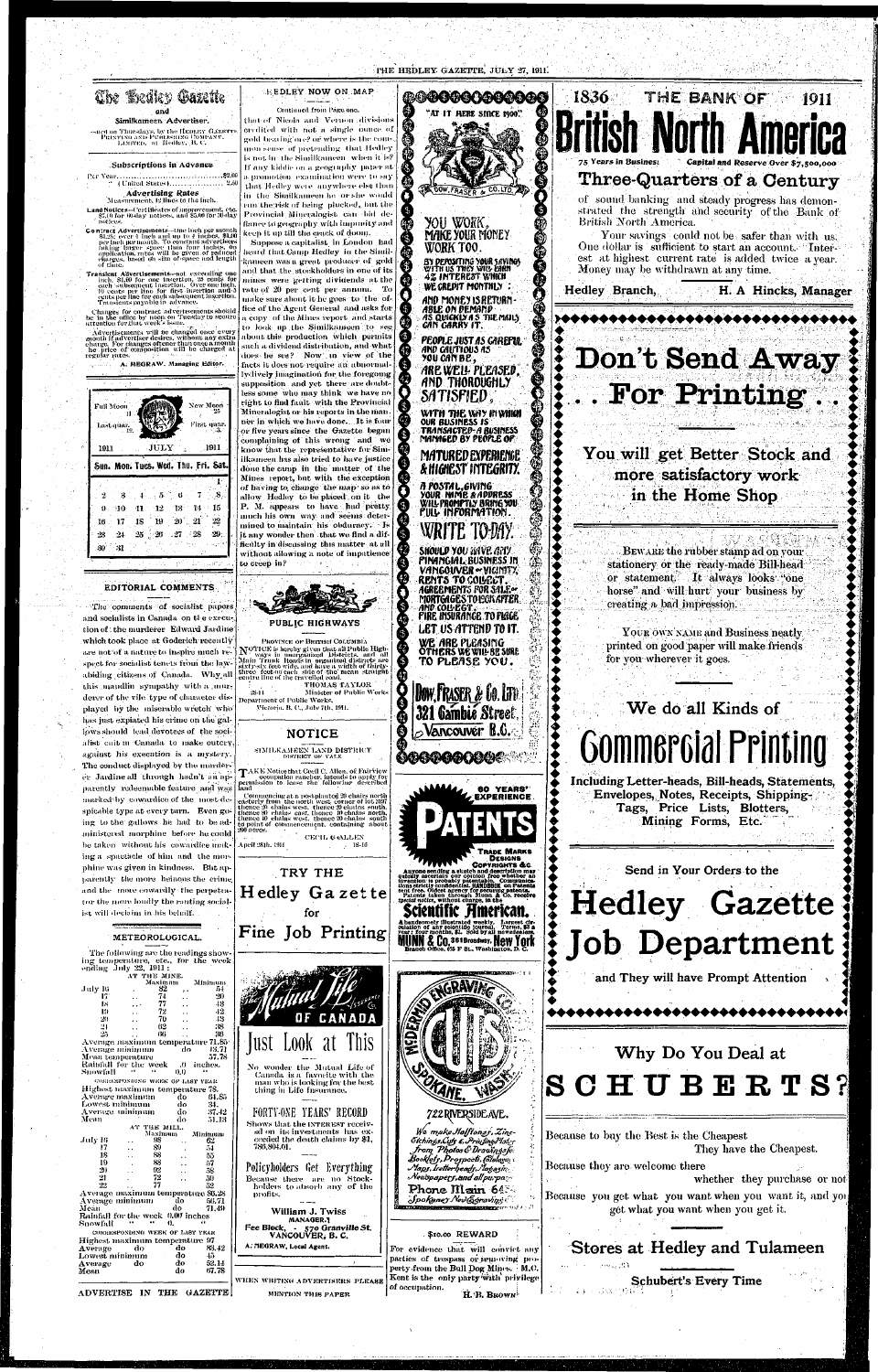# The Hedley Gazette

and

## Similkameen Advertiser.

Issued on Thursdays, by the HEDLEY GAZETTE PRINTING AND PUBLISHING COMPANY, LIMITED, at Hedley, B. C.

### Subscriptions in Advance

Per Year ........................................ $2.00
" (United States) ............................ 2.50

### Advertising Rates

Measurement, 12 lines to the inch.

**Land Notices**—Certificates of improvement, etc. $7.00 for 60-day notices, and $5.00 for 30-day notices.

**Contract Advertisements**—One inch per month $1.25; over 1 inch and up to 4 inches, $1.00 per inch per month. To constant advertisers taking larger space than four inches, on application, rates will be given of reduced charges, based on size of space and length of time.

**Transient Advertisements**—not exceeding one inch, $1.00 for one insertion, 25 cents for each subsequent insertion. Over one inch, 10 cents per line for first insertion and 5 cents per line for each subsequent insertion. Transients payable in advance.

Changes for contract advertisements should be in the office by noon on Tuesday to secure attention for that week's issue.

Advertisements will be changed once every month if advertiser desires, without any extra charge. For changes oftener than once a month the price of composition will be charged at regular rates.

A. MEGRAW. Managing Editor.

Full Moon 11 | New Moon 25
Last quar. 19 | First quar. 3

| 1911 | | | JULY | | | 1911 |
|---|---|---|---|---|---|---|
| Sun. | Mon. | Tues. | Wed. | Thu. | Fri. | Sat. |
| | | | | | | 1 |
| 2 | 3 | 4 | 5 | 6 | 7 | 8 |
| 9 | 10 | 11 | 12 | 13 | 14 | 15 |
| 16 | 17 | 18 | 19 | 20 | 21 | 22 |
| 23 | 24 | 25 | 26 | 27 | 28 | 29 |
| 30 | 31 | | | | | |

## EDITORIAL COMMENTS

The comments of socialist papers and socialists in Canada on the execution of the murderer Edward Jardine which took place at Goderich recently are not of a nature to inspire much respect for socialist tenets from the law-abiding citizens of Canada. Why all this maudlin sympathy with a murderer of the vile type of character displayed by the miserable wretch who has just expiated his crime on the gallows should lead devotees of the socialist cult in Canada to make outcry against his execution is a mystery. The conduct displayed by the murderer Jardine all through hadn't an apparently redeemable feature and was marked by cowardice of the most despicable type at every turn. Even going to the gallows he had to be administered morphine before he could be taken without his cowardice making a spectacle of him and the morphine was given in kindness. But apparently the more heinous the crime, and the more cowardly the perpetrator the more loudly the ranting socialist will declaim in his behalf.

## METEOROLOGICAL.

The following are the readings showing temperature, etc., for the week ending July 22, 1911:

AT THE MINE.

| | Maximum | Minimum |
|---|---|---|
| July 16 | 82 | 54 |
| 17 | 74 | 50 |
| 18 | 77 | 48 |
| 19 | 72 | 42 |
| 20 | 70 | 43 |
| 21 | 62 | 38 |
| 22 | 66 | 36 |

Average maximum temperature 71.85
Average minimum do 43.71
Mean temperature 57.78
Rainfall for the week .0 inches.
Snowfall " " 0.0 "

CORRESPONDING WEEK OF LAST YEAR

Highest maximum temperature 78.
Average maximum do 64.85
Lowest minimum do 31.
Average minimum do 37.42
Mean do 51.13

AT THE MILL.

| | Maximum | Minimum |
|---|---|---|
| July 16 | 98 | 62 |
| 17 | 89 | 54 |
| 18 | 88 | 55 |
| 19 | 88 | 57 |
| 20 | 82 | 58 |
| 21 | 72 | 50 |
| 22 | 77 | 52 |

Average maximum temperature 85.28
Average minimum do 56.71
Mean do 71.49
Rainfall for the week 0.00 inches
Snowfall " " 0.

CORRESPONDING WEEK OF LAST YEAR

Highest maximum temperature 97
Average do do 83.42
Lowest minimum do 45
Average do do 52.14
Mean do 67.78

ADVERTISE IN THE GAZETTE

## HEDLEY NOW ON MAP

Continued from Page one.

that of Nicola and Vernon divisions credited with not a single ounce of gold tearing out? or where is the common sense of pretending that Hedley is not in the Similkameen when it is? If any kiddie on a geography paper at a promotion examination were to say that Hedley were anywhere else than in the Similkameen he or she would run the risk of being plucked, but the Provincial Mineralogist can bid defiance to geography with impunity and keep it up till the crack of doom.

Suppose a capitalist in London had heard that Camp Hedley in the Similkameen was a great producer of gold and that the stockholders in one of its mines were getting dividends at the rate of 20 per cent per annum. To make sure about it he goes to the office of the Agent General and asks for a copy of the Mines report and starts to look up the Similkameen to see about this production which permits such a dividend distribution, and what does he see? Now in view of the facts it does not require an abnormally lively imagination for the foregoing supposition and yet there are doubtless some who may think we have no right to find fault with the Provincial Mineralogist or his reports in the manner in which we have done. It is four or five years since the Gazette began complaining of this wrong and we know that the representative for Similkameen has also tried to have justice done the camp in the matter of the Mines report, but with the exception of having to change the map so as to allow Hedley to be placed on it the P. M. appears to have had pretty much his own way and seems determined to maintain his obduracy. Is it any wonder then that we find a difficulty in discussing this matter at all without allowing a note of impatience to creep in?

## PUBLIC HIGHWAYS

PROVINCE OF BRITISH COLUMBIA

NOTICE is hereby given that all Public Highways in unorganized Districts, and all Main Trunk Roads in organized districts are sixty-six feet wide, and have a width of thirty-three feet on each side of the mean straight centre line of the travelled road.

THOMAS TAYLOR,
Minister of Public Works.

Department of Public Works,
Victoria, B. C., July 7th, 1911.

28-11

## NOTICE

SIMILKAMEEN LAND DISTRICT
DISTRICT OF YALE

TAKE Notice that Cecil C. Allen, of Fairview occupation rancher, intends to apply for permission to lease the following described land:

Commencing at a post planted 20 chains north easterly from the north west corner of lot 2107 thence 20 chains west, thence 20 chains south, thence 20 chains east, thence 20 chains north, thence 20 chains east, thence 20 chains south to point of commencement, containing about 200 acres.

CECIL C. ALLEN

April 28th, 1911 18-10

TRY THE

# Hedley Gazette

for

# Fine Job Printing

"AT IT HERE SINCE 1900"

DOW, FRASER & CO. LTD.

YOU WORK, MAKE YOUR MONEY WORK TOO.

BY DEPOSITING YOUR SAVINGS WITH US THEY WILL EARN 4% INTEREST WHICH WE CREDIT MONTHLY: AND MONEY IS RETURNABLE ON DEMAND AS QUICKLY AS THE MAILS CAN CARRY IT.

PEOPLE JUST AS CAREFUL AND CAUTIOUS AS YOU CAN BE, ARE WELL PLEASED, AND THOROUGHLY SATISFIED, WITH THE WAY IN WHICH OUR BUSINESS IS TRANSACTED—A BUSINESS MANAGED BY PEOPLE OF MATURED EXPERIENCE & HIGHEST INTEGRITY.

A POSTAL, GIVING YOUR NAME & ADDRESS WILL PROMPTLY BRING YOU FULL INFORMATION.

WRITE TO-DAY.

SHOULD YOU HAVE ANY FINANCIAL BUSINESS IN VANCOUVER or VICINITY, RENTS TO COLLECT, AGREEMENTS FOR SALE or MORTGAGES TO NEGOTIATE AND COLLECT, FIRE INSURANCE TO PLACE, LET US ATTEND TO IT. WE ARE PLEASING OTHERS WE WILL BE SURE TO PLEASE YOU.

Dow, Fraser & Co. Ltd
321 Cambie Street,
Vancouver B.C.

60 YEARS' EXPERIENCE

# PATENTS

TRADE MARKS
DESIGNS
COPYRIGHTS &C.

Anyone sending a sketch and description may quickly ascertain our opinion free whether an invention is probably patentable. Communications strictly confidential. HANDBOOK on Patents sent free. Oldest agency for securing patents. Patents taken through Munn & Co. receive special notice, without charge, in the

## Scientific American.

A handsomely illustrated weekly. Largest circulation of any scientific journal. Terms, $3 a year; four months, $1. Sold by all newsdealers.

MUNN & Co. 361 Broadway, New York
Branch Office, 625 F St., Washington, D. C.

The Mutual Life Assurance OF CANADA

# Just Look at This

No wonder the Mutual Life of Canada is a favorite with the man who is looking for the best thing in Life Insurance.

## FORTY-ONE YEARS' RECORD

Shows that the INTEREST received on its investments has exceeded the death claims by $1,380,804.01.

## Policyholders Get Everything

Because there are no Stockholders to absorb any of the profits.

**William J. Twiss**
MANAGER.

Fee Block, 570 Granville St.
VANCOUVER, B. C.

A. MEGRAW, Local Agent.

WHEN WRITING ADVERTISERS PLEASE MENTION THIS PAPER

MODERN ENGRAVING CO.
SPOKANE, WASH.

722 RIVERSIDE AVE.

We make Halftones, Zinc Etchings, Cuts & Printing Plates from Photos & Drawings for Booklets, Prospects, Catalogues, Maps, Letterheads, Magazines, Newspapers, and all purposes.

Phone Main 647
Spokane, Wash.

## $10.00 REWARD

For evidence that will convict any parties of trespass or removing property from the Bull Dog Mines. M.C. Kent is the only party with privilege of occupation.

H. B. BROWN

1836 THE BANK OF 1911

# British North America

75 Years in Business. Capital and Reserve Over $7,500,000

## Three-Quarters of a Century

of sound banking and steady progress has demonstrated the strength and security of the Bank of British North America.

Your savings could not be safer than with us. One dollar is sufficient to start an account. Interest at highest current rate is added twice a year. Money may be withdrawn at any time.

Hedley Branch, H. A. Hincks, Manager

# Don't Send Away For Printing

## You will get Better Stock and more satisfactory work in the Home Shop

BEWARE the rubber stamp ad on your stationery or the ready-made Bill-head or statement. It always looks "one horse" and will hurt your business by creating a bad impression.

YOUR OWN NAME and Business neatly printed on good paper will make friends for you wherever it goes.

## We do all Kinds of

# Commercial Printing

Including Letter-heads, Bill-heads, Statements, Envelopes, Notes, Receipts, Shipping-Tags, Price Lists, Blotters, Mining Forms, Etc.

Send in Your Orders to the

# Hedley Gazette Job Department

and They will have Prompt Attention

## Why Do You Deal at

# SCHUBERTS?

Because to buy the Best is the Cheapest
They have the Cheapest.

Because they are welcome there
whether they purchase or not

Because you get what you want when you want it, and you get what you want when you get it.

## Stores at Hedley and Tulameen

Schubert's Every Time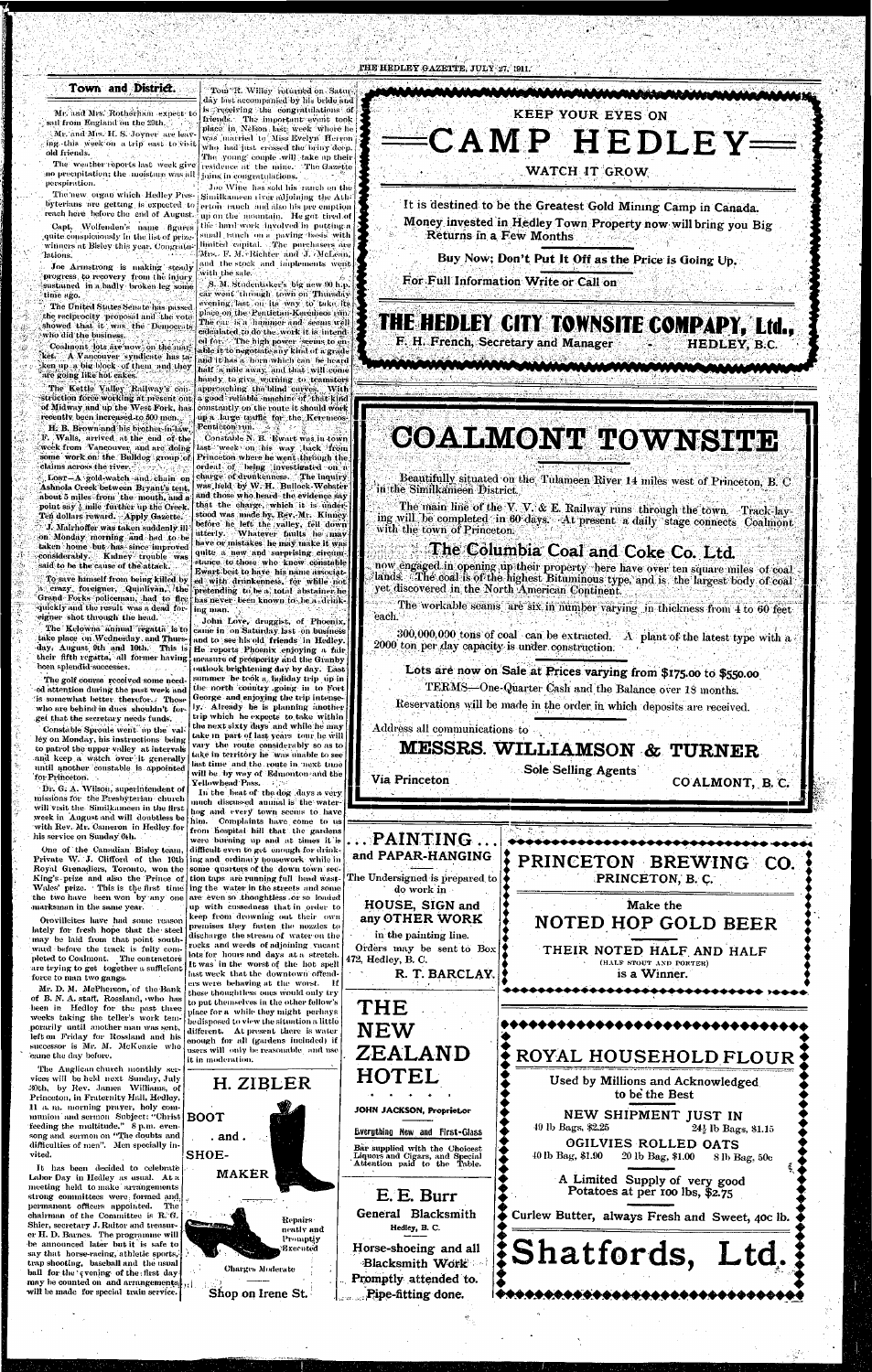## Town and District.

Mr. and Mrs. Rothsrham expect to sail from England on the 29th.

Mr. and Mrs. H. S. Joyner are leaving this week on a trip east to visit old friends.

The weather reports last week give no precipitation; the moisture was all perspiration.

The new organ which Hedley Presbyterians are getting is expected to reach here before the end of August.

Capt. Wolfenden's name figures quite conspicuously in the list of prize-winners at Bisley this year. Congratulations.

Joe Armstrong is making steady progress to recovery from the injury sustained in a badly broken leg some time ago.

The United States Senate has passed the reciprocity proposal and the vote showed that it was the Democrats who did the business.

Coalmont lots are now on the market. A Vancouver syndicate has taken up a big block of them and they are going like hot cakes.

The Kettle Valley Railway's construction force working at present out of Midway and up the West Fork, has recently been increased to 500 men.

H. B. Brown and his brother-in-law, F. Walls, arrived at the end of the week from Vancouver and are doing some work on the Bulldog group of claims across the river.

Lost—A gold-watch and chain on Ashnola Creek between Bryant's tent, about 5 miles from the mouth, and a point say ½ mile further up the Creek. Ten dollars reward. Apply Gazette.

J. Mairhoffer was taken suddenly ill on Monday morning and had to be taken home but has since improved considerably. Kidney trouble was said to be the cause of the attack.

To save himself from being killed by a crazy foreigner, Quinlivan, the Grand Forks policeman, had to fire quickly and the result was a dead foreigner shot through the head.

The Kelowna annual regatta is to take place on Wednesday and Thursday, August 9th and 10th. This is their fifth regatta, all former having been splendid successes.

The golf course received some needed attention during the past week and is somewhat better therefor. Those who are behind in dues shouldn't forget that the secretary needs funds.

Constable Sproule went up the valley on Monday, his instructions being to patrol the upper valley at intervals and keep a watch over it generally until another constable is appointed for Princeton.

Dr. G. A. Wilson, superintendent of missions for the Presbyterian church will visit the Similkameen in the first week in August and will doubtless be with Rev. Mr. Cameron in Hedley for his service on Sunday 6th.

One of the Canadian Bisley team, Private W. J. Clifford of the 10th Royal Grenadiers, Toronto, won the King's prize and also the Prince of Wales' prize. This is the first time the two have been won by any one marksman in the same year.

Orovillites have had some reason lately for fresh hope that the steel may be laid from that point southward before the track is fully completed to Coalmont. The contractors are trying to get together a sufficient force to man two gangs.

Mr. D. M. McPherson, of the Bank of B. N. A. staff, Rossland, who has been in Hedley for the past three weeks taking the teller's work temporarily until another man was sent, left on Friday for Rossland and his successor is Mr. M. McKenzie who came the day before.

The Anglican church monthly services will be held next Sunday, July 30th, by Rev. James Williams, of Princeton, in Fraternity Hall, Hedley. 11 a. m. morning prayer, holy communion and sermon. Subject: "Christ feeding the multitude." 8 p.m. evensong and sermon on "The doubts and difficulties of men". Men specially invited.

It has been decided to celebrate Labor Day in Hedley as usual. At a meeting held to make arrangements strong committees were formed and permanent officers appointed. The chairman of the Committee is R. G. Shier, secretary J. Raitor and treasurer H. D. Barnes. The programme will be announced later but it is safe to say that horse-racing, athletic sports, trap shooting, baseball and the usual ball for the evening of the first day may be counted on and arrangements will be made for special train service.

Tom R. Willey returned on Saturday last accompanied by his bride and is receiving the congratulations of friends. The important event took place in Nelson last week where he was married to Miss Evelyn Haven who had just crossed the briny deep. The young couple will take up their residence at the mine. The Gazette joins in congratulations.

Joe Wine has sold his ranch on the Similkameen river adjoining the Atherton ranch and also his pre-emption up on the mountain. He got tired of the hard work involved in putting a small ranch on a paying basis with limited capital. The purchasers are Mrs. F. M. Richter and J. McLean, and the stock and implements went with the sale.

S. M. Studentaker's big new 90 h.p. car went through town on Thursday evening last on its way to take its place on the Penticton-Keremeos run. The car is a hummer and seems well calculated to do the work it is intended for. The high power seems to enable it to negotiate any kind of a grade and it has a horn which can be heard half a mile away and that will come handy to give warning to teamsters approaching the blind curves. With a good reliable machine of that kind constantly on the route it should work up a large traffic for the Keremeos-Penticton run.

Constable N. B. Ewart was in town last week on his way back from Princeton where he went through the ordeal of being investigated on a charge of drunkenness. The inquiry was held by W. H. Bullock-Webster and those who heard the evidence say that the charge, which it is understood was made by Rev. Mr. Kinney before he left the valley, fell down utterly. Whatever faults he may have or mistakes he may make it was quite a new and surprising circumstance to those who knew constable Ewart best to have his name associated with drunkenness, for while not pretending to be a total abstainer he has never been known to be a drinking man.

John Love, druggist, of Phoenix, came in on Saturday last on business and to see his old friends in Hedley. He reports Phoenix enjoying a fair measure of prosperity and the Granby outlook brightening day by day. Last summer he took a holiday trip up in the north country going in to Fort George and enjoying the trip intensely. Already he is planning another trip which he expects to take within the next sixty days and while he may take in part of last years tour he will vary the route considerably so as to take in territory he was unable to see last time and the route in next time will be by way of Edmonton and the Yellowhead Pass.

In the heat of the dog days a very much discussed annual is the waterhog and every town seems to have him. Complaints have come to us from hospital hill that the gardens were burning up and at times it is difficult even to get enough for drinking and ordinary housework while in some quarters of the down town section taps are running full head wasting the water in the streets and some are even so thoughtless or so loaded up with cussedness that in order to keep from drowning out their own premises they fasten the nozzles to discharge the stream of water on the rocks and weeds of adjoining vacant lots for hours and days at a stretch. It was in the worst of the hot spell last week that the downtown offenders were behaving at the worst. If these thoughtless ones would only try to put themselves in the other fellow's place for a while they might perhaps be disposed to view the situation a little different. At present there is water enough for all (gardens included) if users will only be reasonable and use it in moderation.

---

## H. ZIBLER

**BOOT and SHOE-MAKER**

Repairs neatly and Promptly Executed

Charges Moderate

**Shop on Irene St.**

---

KEEP YOUR EYES ON

# CAMP HEDLEY

WATCH IT GROW

It is destined to be the Greatest Gold Mining Camp in Canada.

Money invested in Hedley Town Property now will bring you Big Returns in a Few Months

Buy Now; Don't Put It Off as the Price is Going Up.

For Full Information Write or Call on

## THE HEDLEY CITY TOWNSITE COMPANY, Ltd.,

F. H. French, Secretary and Manager — HEDLEY, B.C.

---

# COALMONT TOWNSITE

Beautifully situated on the Tulameen River 14 miles west of Princeton, B. C in the Similkameen District.

The main line of the V. V. & E. Railway runs through the town. Track-laying will be completed in 60 days. At present a daily stage connects Coalmont with the town of Princeton.

## The Columbia Coal and Coke Co. Ltd.

now engaged in opening up their property here have over ten square miles of coal lands. The coal is of the highest Bituminous type, and is the largest body of coal yet discovered in the North American Continent.

The workable seams are six in number varying in thickness from 4 to 60 feet each.

300,000,000 tons of coal can be extracted. A plant of the latest type with a 2000 ton per day capacity is under construction.

**Lots are now on Sale at Prices varying from $175.00 to $550.00**

TERMS—One-Quarter Cash and the Balance over 18 months.

Reservations will be made in the order in which deposits are received.

Address all communications to

## MESSRS. WILLIAMSON & TURNER

Sole Selling Agents

Via Princeton — COALMONT, B. C.

---

## ...PAINTING... and PAPER-HANGING

The Undersigned is prepared to do work in

**HOUSE, SIGN and any OTHER WORK** in the painting line.

Orders may be sent to Box 472, Hedley, B. C.

**R. T. BARCLAY.**

---

## PRINCETON BREWING CO.

PRINCETON, B. C.

Make the

**NOTED HOP GOLD BEER**

**THEIR NOTED HALF AND HALF**

(HALF STOUT AND PORTER)

is a Winner.

---

# THE NEW ZEALAND HOTEL

JOHN JACKSON, Proprietor

Everything New and First-Class

Bar supplied with the Choicest Liquors and Cigars, and Special Attention paid to the Table.

---

## E. E. Burr

General Blacksmith

Hedley, B. C.

Horse-shoeing and all Blacksmith Work Promptly attended to. Pipe-fitting done.

---

## ROYAL HOUSEHOLD FLOUR

Used by Millions and Acknowledged to be the Best

**NEW SHIPMENT JUST IN**

49 lb Bags, $2.25 — 24½ lb Bags, $1.15

**OGILVIES ROLLED OATS**

40 lb Bag, $1.90 — 20 lb Bag, $1.00 — 8 lb Bag, 50c

A Limited Supply of very good Potatoes at per 100 lbs, $2.75

Curlew Butter, always Fresh and Sweet, 40c lb.

# Shatfords, Ltd.